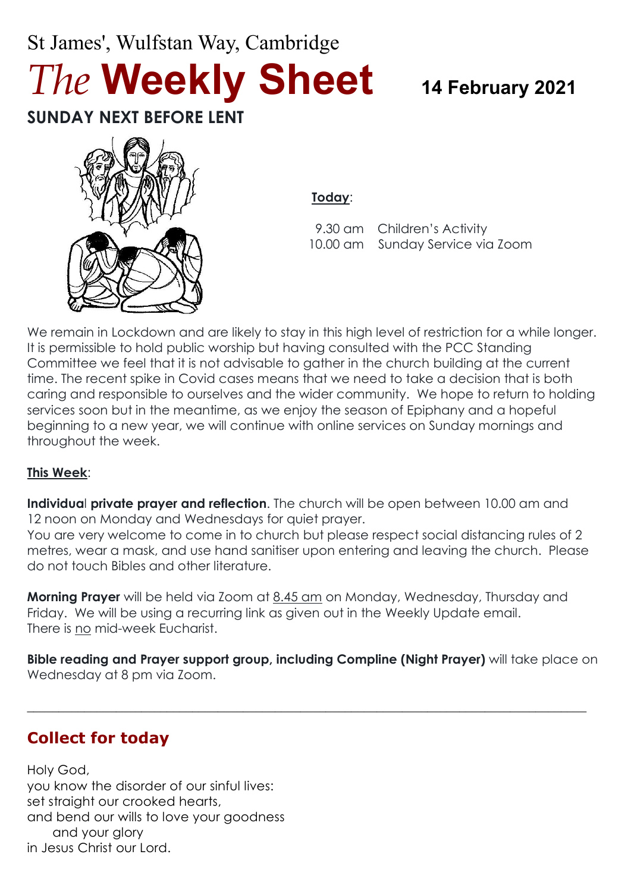St James', Wulfstan Way, Cambridge

# *The* **Weekly Sheet**

**14 February 2021**

## SUNDAY NEXT BEFORE LENT

**Today**:

9.30 am Children's Activity
10.00 am Sunday Service via Zoom

We remain in Lockdown and are likely to stay in this high level of restriction for a while longer. It is permissible to hold public worship but having consulted with the PCC Standing Committee we feel that it is not advisable to gather in the church building at the current time. The recent spike in Covid cases means that we need to take a decision that is both caring and responsible to ourselves and the wider community. We hope to return to holding services soon but in the meantime, as we enjoy the season of Epiphany and a hopeful beginning to a new year, we will continue with online services on Sunday mornings and throughout the week.

**This Week**:

**Individual private prayer and reflection**. The church will be open between 10.00 am and 12 noon on Monday and Wednesdays for quiet prayer.
You are very welcome to come in to church but please respect social distancing rules of 2 metres, wear a mask, and use hand sanitiser upon entering and leaving the church. Please do not touch Bibles and other literature.

**Morning Prayer** will be held via Zoom at 8.45 am on Monday, Wednesday, Thursday and Friday. We will be using a recurring link as given out in the Weekly Update email.
There is no mid-week Eucharist.

**Bible reading and Prayer support group, including Compline (Night Prayer)** will take place on Wednesday at 8 pm via Zoom.

---

## Collect for today

Holy God,
you know the disorder of our sinful lives:
set straight our crooked hearts,
and bend our wills to love your goodness
and your glory
in Jesus Christ our Lord.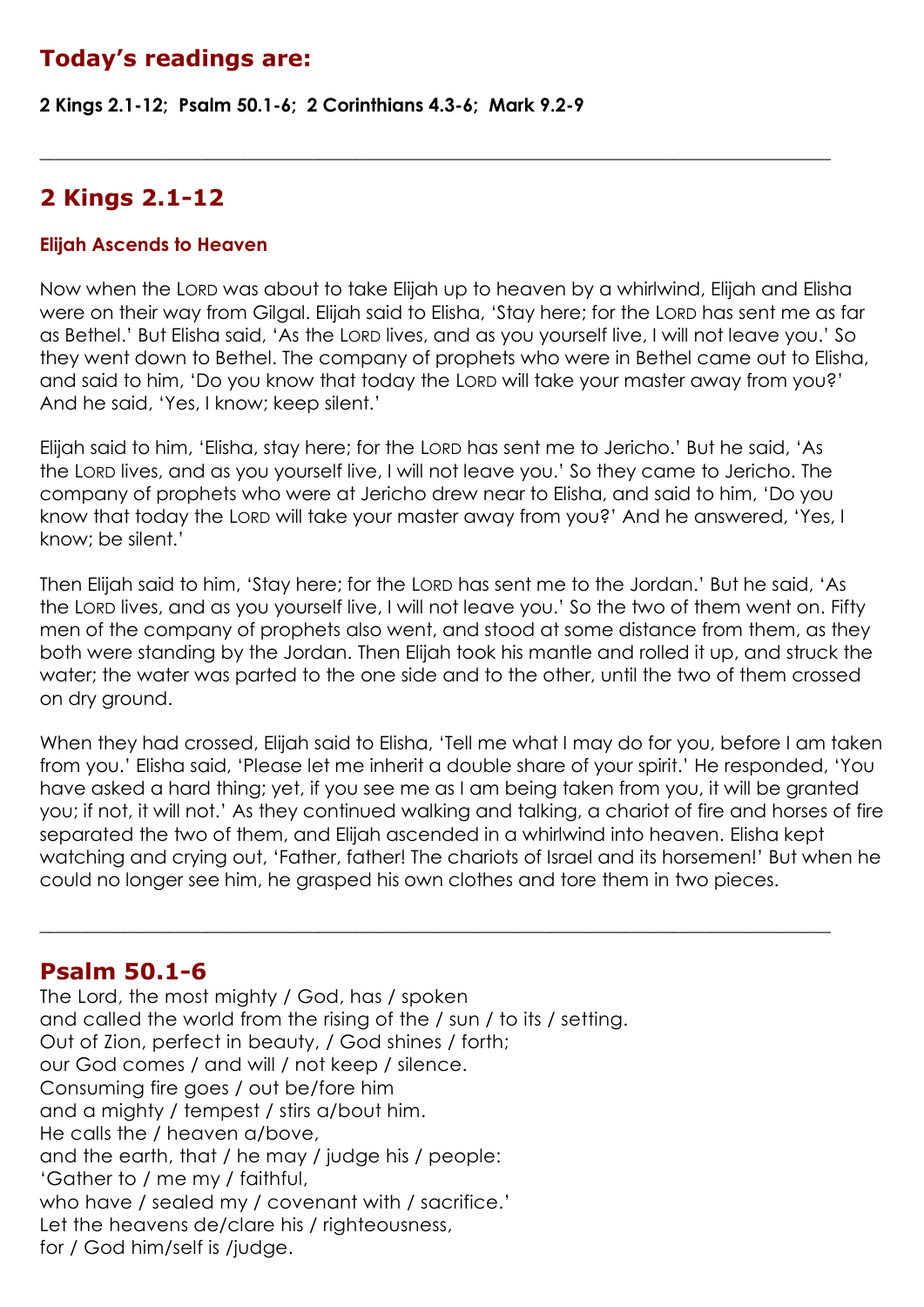## Today's readings are:

**2 Kings 2.1-12; Psalm 50.1-6; 2 Corinthians 4.3-6; Mark 9.2-9**

---

## 2 Kings 2.1-12

### Elijah Ascends to Heaven

Now when the LORD was about to take Elijah up to heaven by a whirlwind, Elijah and Elisha were on their way from Gilgal. Elijah said to Elisha, 'Stay here; for the LORD has sent me as far as Bethel.' But Elisha said, 'As the LORD lives, and as you yourself live, I will not leave you.' So they went down to Bethel. The company of prophets who were in Bethel came out to Elisha, and said to him, 'Do you know that today the LORD will take your master away from you?' And he said, 'Yes, I know; keep silent.'

Elijah said to him, 'Elisha, stay here; for the LORD has sent me to Jericho.' But he said, 'As the LORD lives, and as you yourself live, I will not leave you.' So they came to Jericho. The company of prophets who were at Jericho drew near to Elisha, and said to him, 'Do you know that today the LORD will take your master away from you?' And he answered, 'Yes, I know; be silent.'

Then Elijah said to him, 'Stay here; for the LORD has sent me to the Jordan.' But he said, 'As the LORD lives, and as you yourself live, I will not leave you.' So the two of them went on. Fifty men of the company of prophets also went, and stood at some distance from them, as they both were standing by the Jordan. Then Elijah took his mantle and rolled it up, and struck the water; the water was parted to the one side and to the other, until the two of them crossed on dry ground.

When they had crossed, Elijah said to Elisha, 'Tell me what I may do for you, before I am taken from you.' Elisha said, 'Please let me inherit a double share of your spirit.' He responded, 'You have asked a hard thing; yet, if you see me as I am being taken from you, it will be granted you; if not, it will not.' As they continued walking and talking, a chariot of fire and horses of fire separated the two of them, and Elijah ascended in a whirlwind into heaven. Elisha kept watching and crying out, 'Father, father! The chariots of Israel and its horsemen!' But when he could no longer see him, he grasped his own clothes and tore them in two pieces.

---

## Psalm 50.1-6

The Lord, the most mighty / God, has / spoken
and called the world from the rising of the / sun / to its / setting.
Out of Zion, perfect in beauty, / God shines / forth;
our God comes / and will / not keep / silence.
Consuming fire goes / out be/fore him
and a mighty / tempest / stirs a/bout him.
He calls the / heaven a/bove,
and the earth, that / he may / judge his / people:
'Gather to / me my / faithful,
who have / sealed my / covenant with / sacrifice.'
Let the heavens de/clare his / righteousness,
for / God him/self is /judge.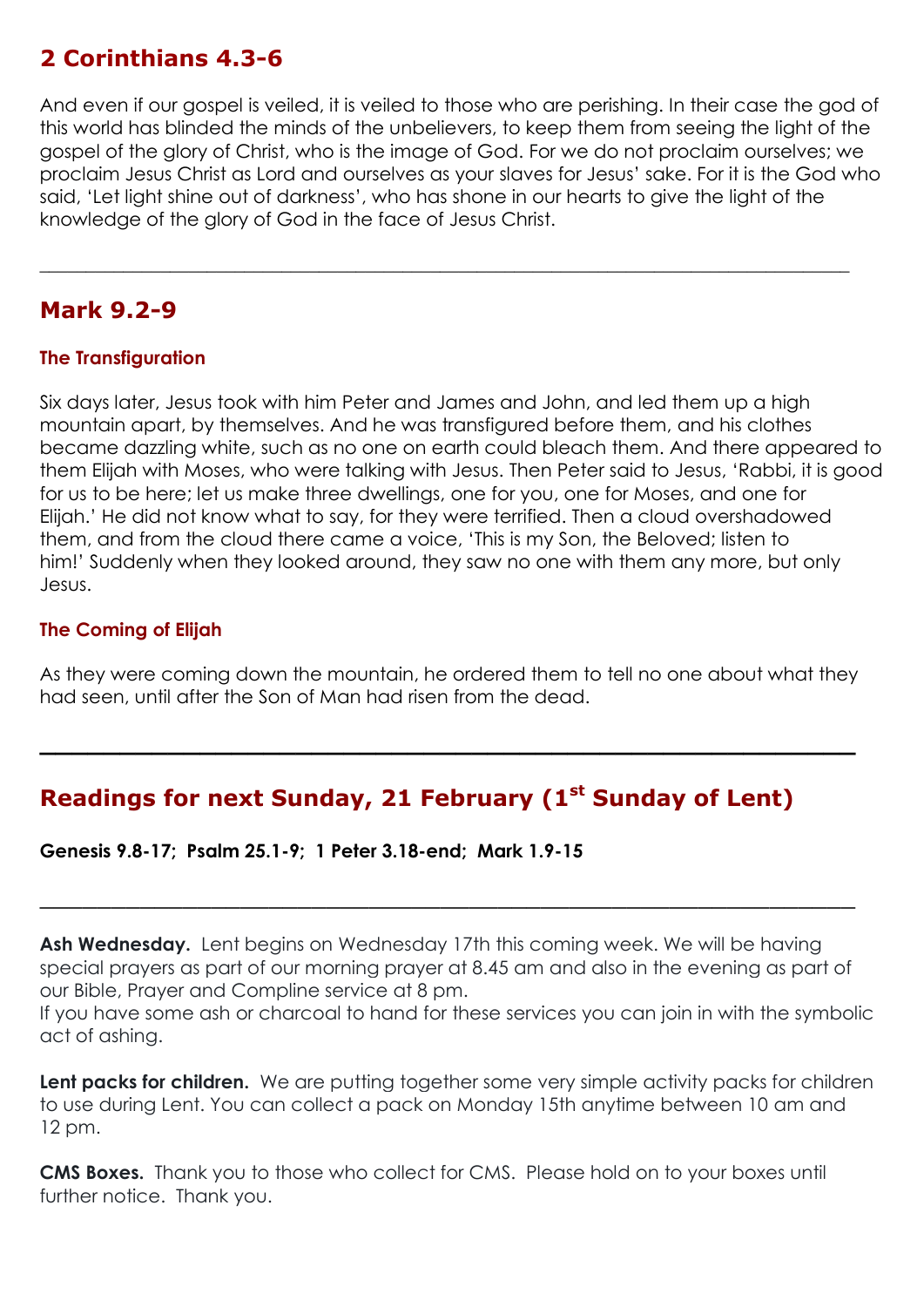## 2 Corinthians 4.3-6

And even if our gospel is veiled, it is veiled to those who are perishing. In their case the god of this world has blinded the minds of the unbelievers, to keep them from seeing the light of the gospel of the glory of Christ, who is the image of God. For we do not proclaim ourselves; we proclaim Jesus Christ as Lord and ourselves as your slaves for Jesus' sake. For it is the God who said, 'Let light shine out of darkness', who has shone in our hearts to give the light of the knowledge of the glory of God in the face of Jesus Christ.

---

## Mark 9.2-9

### The Transfiguration

Six days later, Jesus took with him Peter and James and John, and led them up a high mountain apart, by themselves. And he was transfigured before them, and his clothes became dazzling white, such as no one on earth could bleach them. And there appeared to them Elijah with Moses, who were talking with Jesus. Then Peter said to Jesus, 'Rabbi, it is good for us to be here; let us make three dwellings, one for you, one for Moses, and one for Elijah.' He did not know what to say, for they were terrified. Then a cloud overshadowed them, and from the cloud there came a voice, 'This is my Son, the Beloved; listen to him!' Suddenly when they looked around, they saw no one with them any more, but only Jesus.

### The Coming of Elijah

As they were coming down the mountain, he ordered them to tell no one about what they had seen, until after the Son of Man had risen from the dead.

---

## Readings for next Sunday, 21 February (1st Sunday of Lent)

**Genesis 9.8-17; Psalm 25.1-9; 1 Peter 3.18-end; Mark 1.9-15**

---

**Ash Wednesday.** Lent begins on Wednesday 17th this coming week. We will be having special prayers as part of our morning prayer at 8.45 am and also in the evening as part of our Bible, Prayer and Compline service at 8 pm.
If you have some ash or charcoal to hand for these services you can join in with the symbolic act of ashing.

**Lent packs for children.** We are putting together some very simple activity packs for children to use during Lent. You can collect a pack on Monday 15th anytime between 10 am and 12 pm.

**CMS Boxes.** Thank you to those who collect for CMS. Please hold on to your boxes until further notice. Thank you.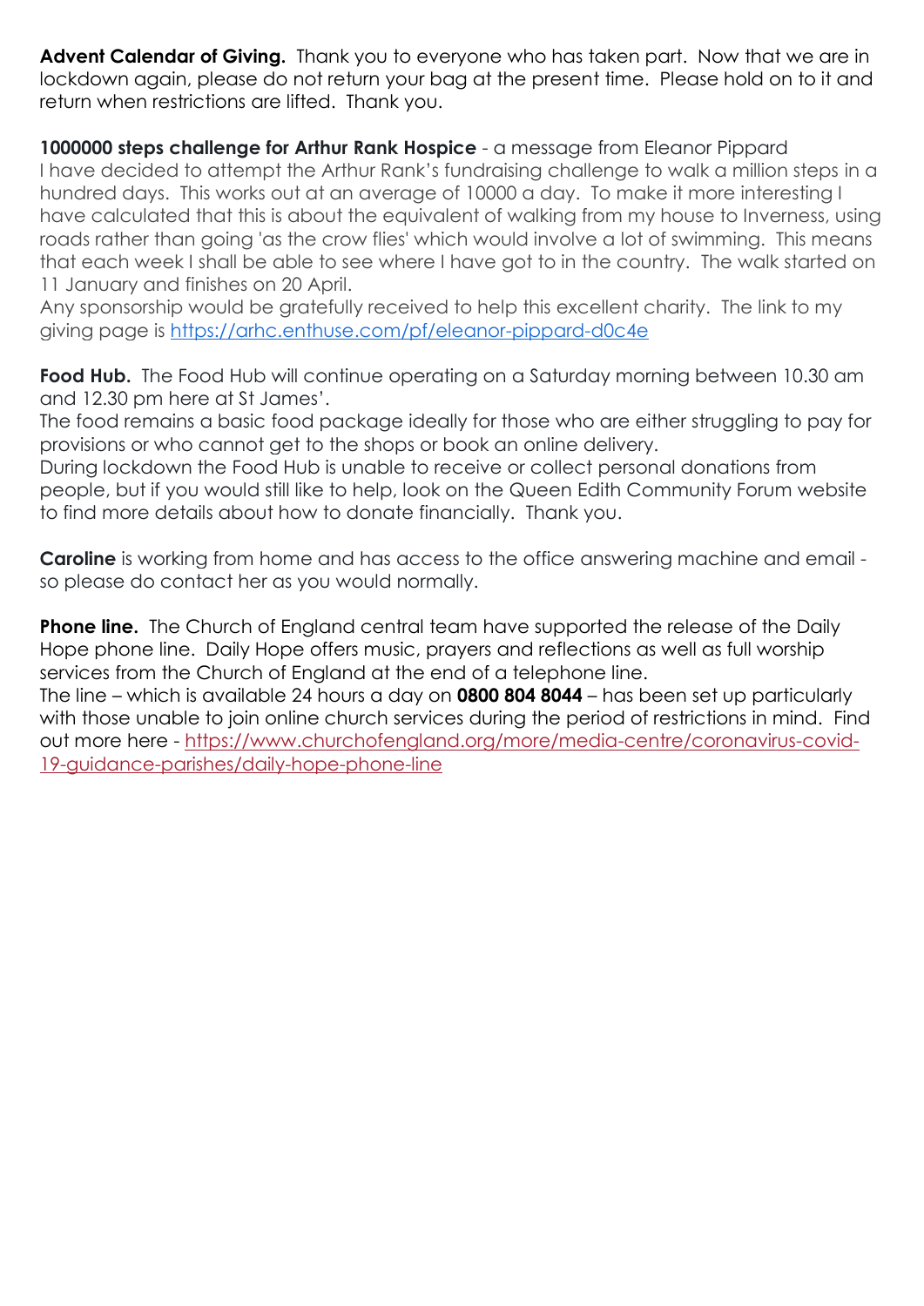**Advent Calendar of Giving.** Thank you to everyone who has taken part. Now that we are in lockdown again, please do not return your bag at the present time. Please hold on to it and return when restrictions are lifted. Thank you.

**1000000 steps challenge for Arthur Rank Hospice** - a message from Eleanor Pippard
I have decided to attempt the Arthur Rank's fundraising challenge to walk a million steps in a hundred days. This works out at an average of 10000 a day. To make it more interesting I have calculated that this is about the equivalent of walking from my house to Inverness, using roads rather than going 'as the crow flies' which would involve a lot of swimming. This means that each week I shall be able to see where I have got to in the country. The walk started on 11 January and finishes on 20 April.
Any sponsorship would be gratefully received to help this excellent charity. The link to my giving page is https://arhc.enthuse.com/pf/eleanor-pippard-d0c4e

**Food Hub.** The Food Hub will continue operating on a Saturday morning between 10.30 am and 12.30 pm here at St James'.
The food remains a basic food package ideally for those who are either struggling to pay for provisions or who cannot get to the shops or book an online delivery.
During lockdown the Food Hub is unable to receive or collect personal donations from people, but if you would still like to help, look on the Queen Edith Community Forum website to find more details about how to donate financially. Thank you.

**Caroline** is working from home and has access to the office answering machine and email - so please do contact her as you would normally.

**Phone line.** The Church of England central team have supported the release of the Daily Hope phone line. Daily Hope offers music, prayers and reflections as well as full worship services from the Church of England at the end of a telephone line.
The line – which is available 24 hours a day on **0800 804 8044** – has been set up particularly with those unable to join online church services during the period of restrictions in mind. Find out more here - https://www.churchofengland.org/more/media-centre/coronavirus-covid-19-guidance-parishes/daily-hope-phone-line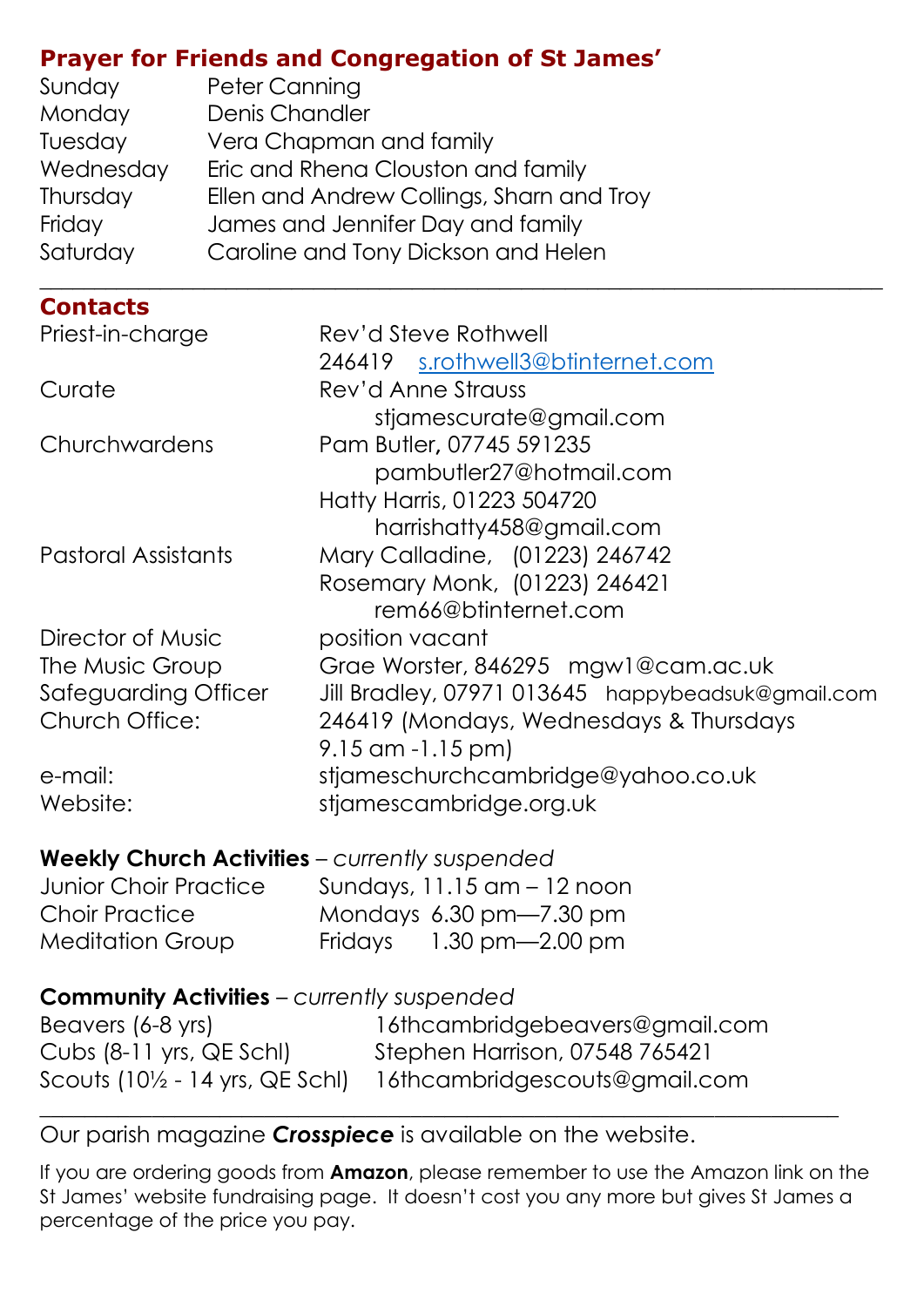## Prayer for Friends and Congregation of St James'

| | |
|---|---|
| Sunday | Peter Canning |
| Monday | Denis Chandler |
| Tuesday | Vera Chapman and family |
| Wednesday | Eric and Rhena Clouston and family |
| Thursday | Ellen and Andrew Collings, Sharn and Troy |
| Friday | James and Jennifer Day and family |
| Saturday | Caroline and Tony Dickson and Helen |

---

## Contacts

| | |
|---|---|
| Priest-in-charge | Rev'd Steve Rothwell<br>246419 s.rothwell3@btinternet.com |
| Curate | Rev'd Anne Strauss<br>stjamescurate@gmail.com |
| Churchwardens | Pam Butler, 07745 591235<br>pambutler27@hotmail.com<br>Hatty Harris, 01223 504720<br>harrishatty458@gmail.com |
| Pastoral Assistants | Mary Calladine, (01223) 246742<br>Rosemary Monk, (01223) 246421<br>rem66@btinternet.com |
| Director of Music | position vacant |
| The Music Group | Grae Worster, 846295 mgw1@cam.ac.uk |
| Safeguarding Officer | Jill Bradley, 07971 013645 happybeadsuk@gmail.com |
| Church Office: | 246419 (Mondays, Wednesdays & Thursdays 9.15 am -1.15 pm) |
| e-mail: | stjameschurchcambridge@yahoo.co.uk |
| Website: | stjamescambridge.org.uk |

**Weekly Church Activities** – *currently suspended*

| | |
|---|---|
| Junior Choir Practice | Sundays, 11.15 am – 12 noon |
| Choir Practice | Mondays 6.30 pm—7.30 pm |
| Meditation Group | Fridays 1.30 pm—2.00 pm |

**Community Activities** – *currently suspended*

| | |
|---|---|
| Beavers (6-8 yrs) | 16thcambridgebeavers@gmail.com |
| Cubs (8-11 yrs, QE Schl) | Stephen Harrison, 07548 765421 |
| Scouts (10½ - 14 yrs, QE Schl) | 16thcambridgescouts@gmail.com |

---

Our parish magazine ***Crosspiece*** is available on the website.

If you are ordering goods from **Amazon**, please remember to use the Amazon link on the St James' website fundraising page. It doesn't cost you any more but gives St James a percentage of the price you pay.